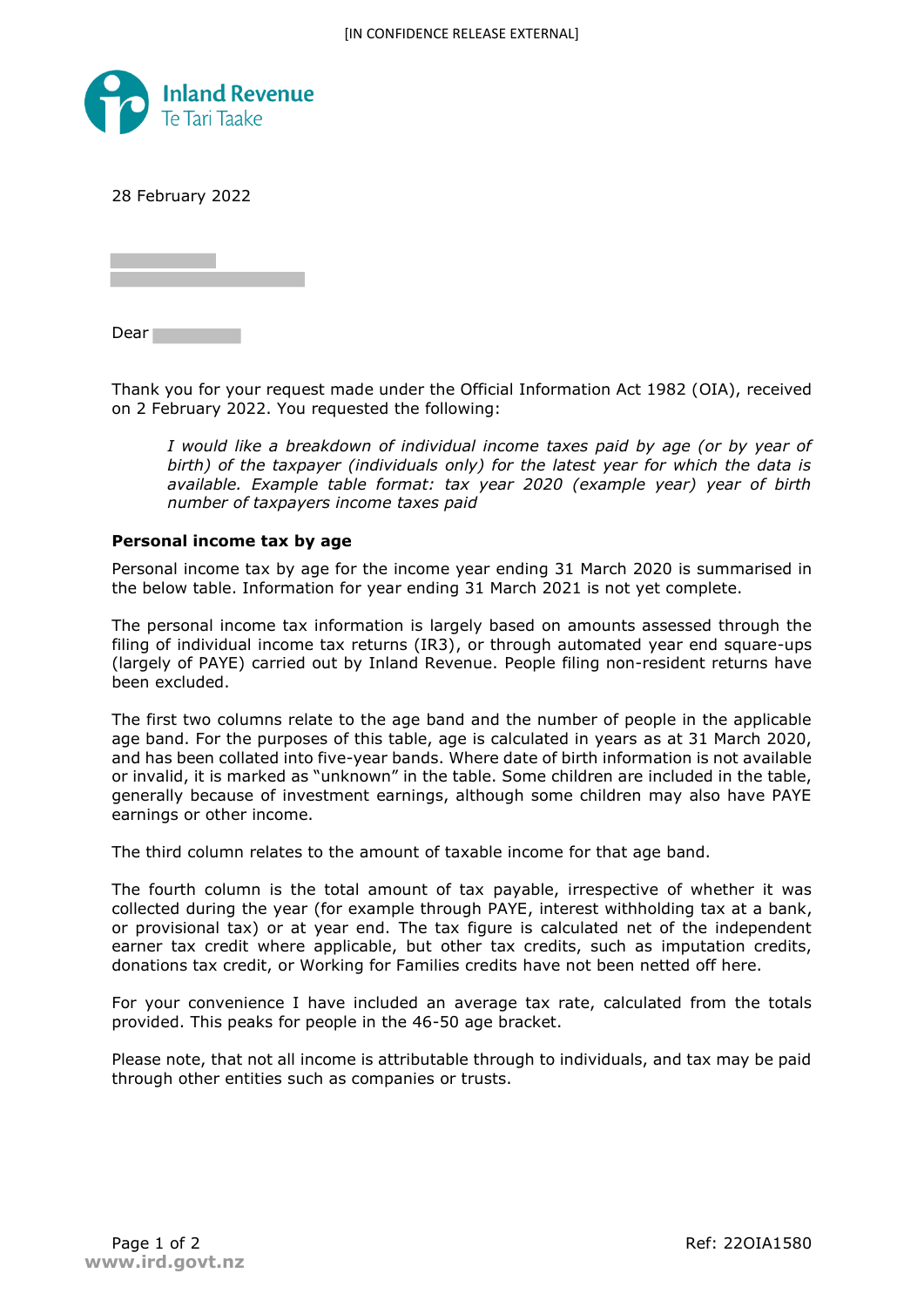[IN CONFIDENCE RELEASE EXTERNAL]

Inland Revenue
Te Tari Taake

28 February 2022

Dear

Thank you for your request made under the Official Information Act 1982 (OIA), received on 2 February 2022. You requested the following:

> *I would like a breakdown of individual income taxes paid by age (or by year of birth) of the taxpayer (individuals only) for the latest year for which the data is available. Example table format: tax year 2020 (example year) year of birth number of taxpayers income taxes paid*

**Personal income tax by age**

Personal income tax by age for the income year ending 31 March 2020 is summarised in the below table. Information for year ending 31 March 2021 is not yet complete.

The personal income tax information is largely based on amounts assessed through the filing of individual income tax returns (IR3), or through automated year end square-ups (largely of PAYE) carried out by Inland Revenue. People filing non-resident returns have been excluded.

The first two columns relate to the age band and the number of people in the applicable age band. For the purposes of this table, age is calculated in years as at 31 March 2020, and has been collated into five-year bands. Where date of birth information is not available or invalid, it is marked as "unknown" in the table. Some children are included in the table, generally because of investment earnings, although some children may also have PAYE earnings or other income.

The third column relates to the amount of taxable income for that age band.

The fourth column is the total amount of tax payable, irrespective of whether it was collected during the year (for example through PAYE, interest withholding tax at a bank, or provisional tax) or at year end. The tax figure is calculated net of the independent earner tax credit where applicable, but other tax credits, such as imputation credits, donations tax credit, or Working for Families credits have not been netted off here.

For your convenience I have included an average tax rate, calculated from the totals provided. This peaks for people in the 46-50 age bracket.

Please note, that not all income is attributable through to individuals, and tax may be paid through other entities such as companies or trusts.

Ref: 22OIA1580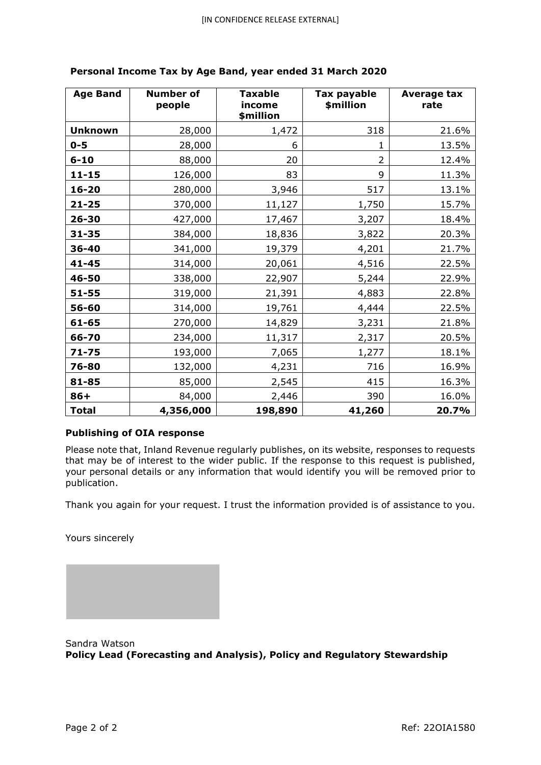**Personal Income Tax by Age Band, year ended 31 March 2020**

| Age Band | Number of people | Taxable income $million | Tax payable $million | Average tax rate |
|---|---|---|---|---|
| **Unknown** | 28,000 | 1,472 | 318 | 21.6% |
| **0-5** | 28,000 | 6 | 1 | 13.5% |
| **6-10** | 88,000 | 20 | 2 | 12.4% |
| **11-15** | 126,000 | 83 | 9 | 11.3% |
| **16-20** | 280,000 | 3,946 | 517 | 13.1% |
| **21-25** | 370,000 | 11,127 | 1,750 | 15.7% |
| **26-30** | 427,000 | 17,467 | 3,207 | 18.4% |
| **31-35** | 384,000 | 18,836 | 3,822 | 20.3% |
| **36-40** | 341,000 | 19,379 | 4,201 | 21.7% |
| **41-45** | 314,000 | 20,061 | 4,516 | 22.5% |
| **46-50** | 338,000 | 22,907 | 5,244 | 22.9% |
| **51-55** | 319,000 | 21,391 | 4,883 | 22.8% |
| **56-60** | 314,000 | 19,761 | 4,444 | 22.5% |
| **61-65** | 270,000 | 14,829 | 3,231 | 21.8% |
| **66-70** | 234,000 | 11,317 | 2,317 | 20.5% |
| **71-75** | 193,000 | 7,065 | 1,277 | 18.1% |
| **76-80** | 132,000 | 4,231 | 716 | 16.9% |
| **81-85** | 85,000 | 2,545 | 415 | 16.3% |
| **86+** | 84,000 | 2,446 | 390 | 16.0% |
| **Total** | **4,356,000** | **198,890** | **41,260** | **20.7%** |

**Publishing of OIA response**

Please note that, Inland Revenue regularly publishes, on its website, responses to requests that may be of interest to the wider public. If the response to this request is published, your personal details or any information that would identify you will be removed prior to publication.

Thank you again for your request. I trust the information provided is of assistance to you.

Yours sincerely

Sandra Watson
**Policy Lead (Forecasting and Analysis), Policy and Regulatory Stewardship**

Ref: 22OIA1580